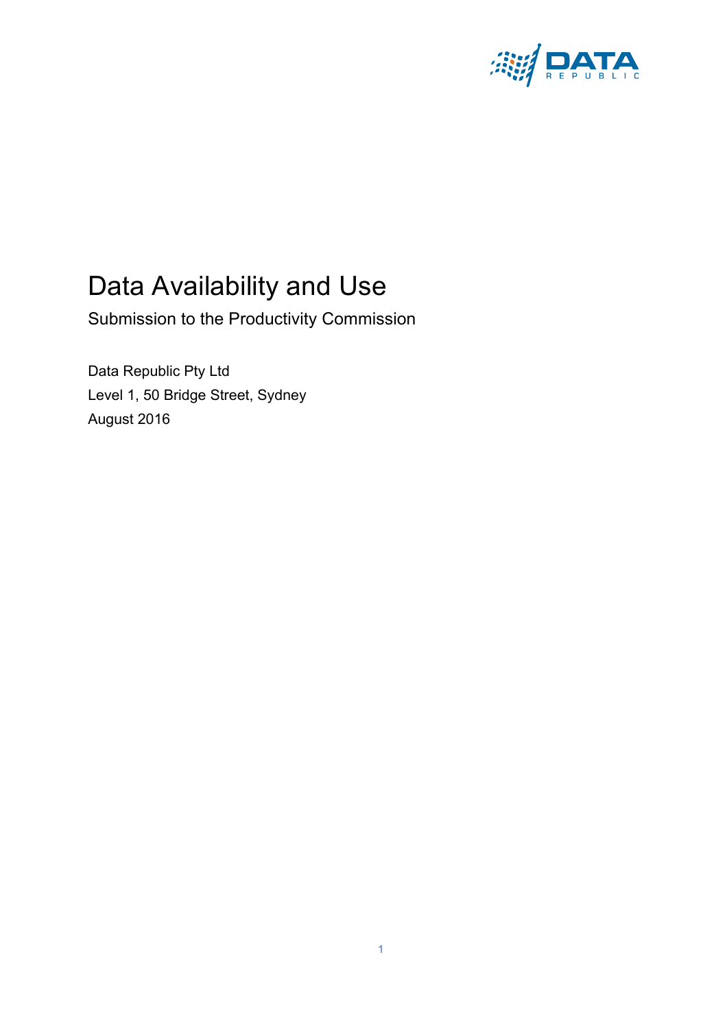# Data Availability and Use

Submission to the Productivity Commission

Data Republic Pty Ltd

Level 1, 50 Bridge Street, Sydney

August 2016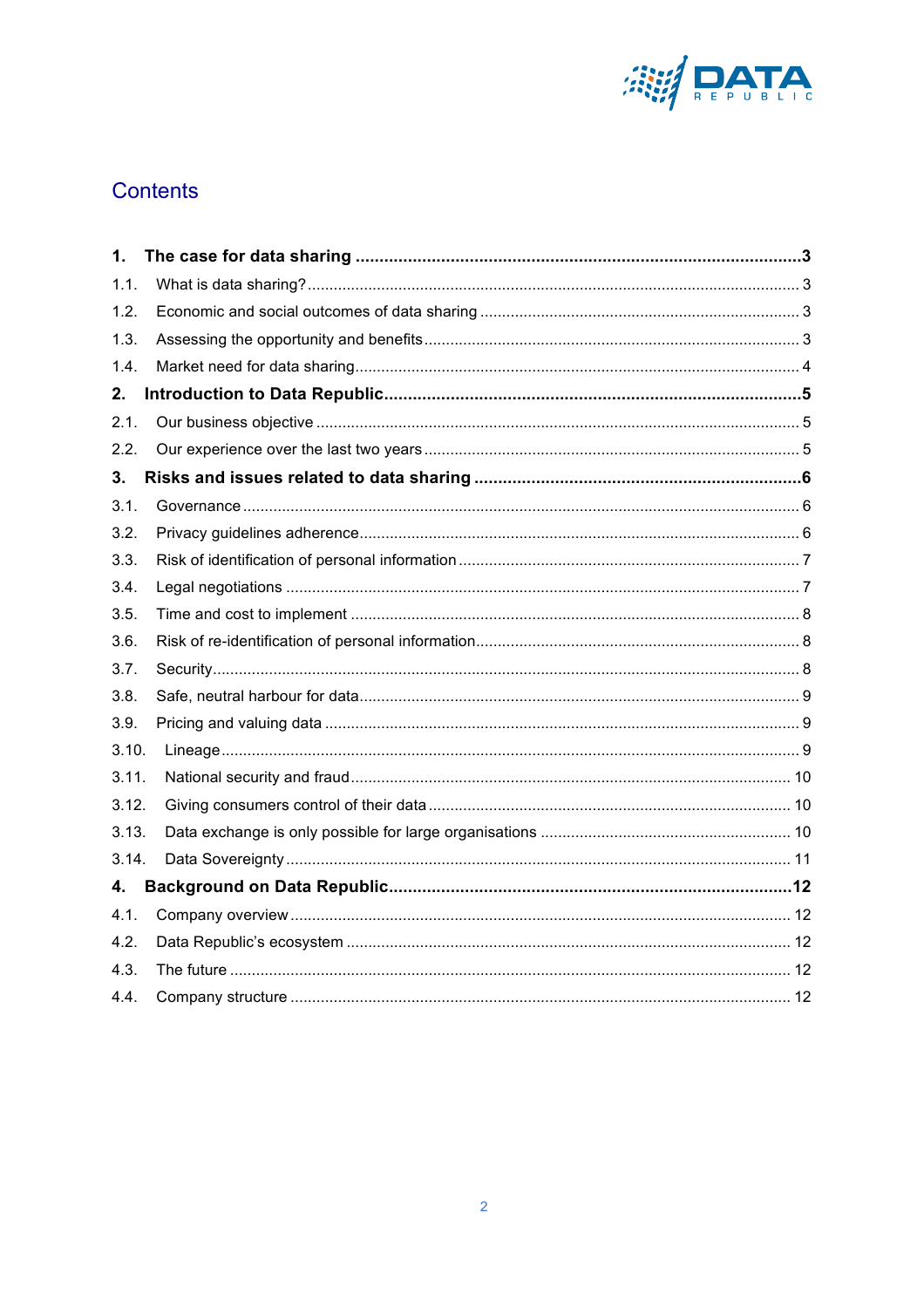# Contents

**1. The case for data sharing ................................................................................... 3**

1.1. What is data sharing? ........................................................................................ 3

1.2. Economic and social outcomes of data sharing ................................................ 3

1.3. Assessing the opportunity and benefits ............................................................. 3

1.4. Market need for data sharing ............................................................................. 4

**2. Introduction to Data Republic ............................................................................. 5**

2.1. Our business objective ...................................................................................... 5

2.2. Our experience over the last two years ............................................................. 5

**3. Risks and issues related to data sharing ........................................................... 6**

3.1. Governance ....................................................................................................... 6

3.2. Privacy guidelines adherence ............................................................................ 6

3.3. Risk of identification of personal information ..................................................... 7

3.4. Legal negotiations ............................................................................................. 7

3.5. Time and cost to implement .............................................................................. 8

3.6. Risk of re-identification of personal information ................................................. 8

3.7. Security ............................................................................................................. 8

3.8. Safe, neutral harbour for data ............................................................................ 9

3.9. Pricing and valuing data .................................................................................... 9

3.10. Lineage ............................................................................................................ 9

3.11. National security and fraud ............................................................................ 10

3.12. Giving consumers control of their data .......................................................... 10

3.13. Data exchange is only possible for large organisations ................................. 10

3.14. Data Sovereignty ........................................................................................... 11

**4. Background on Data Republic ........................................................................... 12**

4.1. Company overview .......................................................................................... 12

4.2. Data Republic's ecosystem ............................................................................. 12

4.3. The future ....................................................................................................... 12

4.4. Company structure .......................................................................................... 12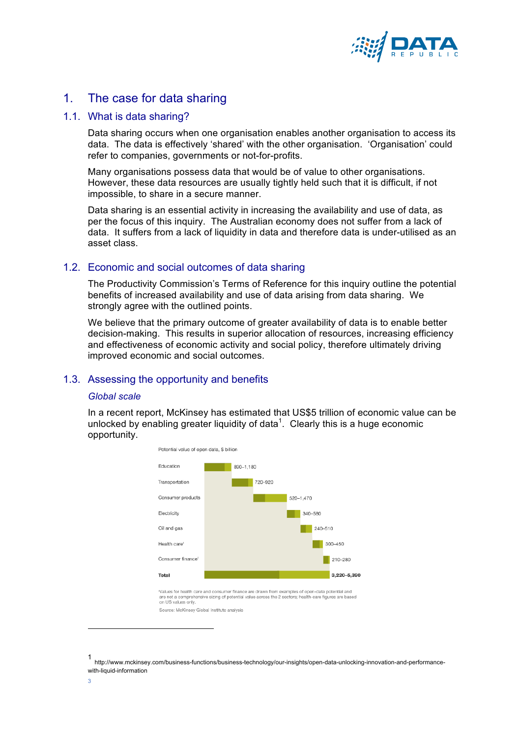# 1. The case for data sharing

## 1.1. What is data sharing?

Data sharing occurs when one organisation enables another organisation to access its data. The data is effectively 'shared' with the other organisation. 'Organisation' could refer to companies, governments or not-for-profits.

Many organisations possess data that would be of value to other organisations. However, these data resources are usually tightly held such that it is difficult, if not impossible, to share in a secure manner.

Data sharing is an essential activity in increasing the availability and use of data, as per the focus of this inquiry. The Australian economy does not suffer from a lack of data. It suffers from a lack of liquidity in data and therefore data is under-utilised as an asset class.

## 1.2. Economic and social outcomes of data sharing

The Productivity Commission's Terms of Reference for this inquiry outline the potential benefits of increased availability and use of data arising from data sharing. We strongly agree with the outlined points.

We believe that the primary outcome of greater availability of data is to enable better decision-making. This results in superior allocation of resources, increasing efficiency and effectiveness of economic activity and social policy, therefore ultimately driving improved economic and social outcomes.

## 1.3. Assessing the opportunity and benefits

### *Global scale*

In a recent report, McKinsey has estimated that US$5 trillion of economic value can be unlocked by enabling greater liquidity of data[1]. Clearly this is a huge economic opportunity.

Potential value of open data, $ billion

| Sector | Value |
|---|---|
| Education | 890–1,180 |
| Transportation | 720–920 |
| Consumer products | 520–1,470 |
| Electricity | 340–580 |
| Oil and gas | 240–510 |
| Health care[1] | 300–450 |
| Consumer finance[1] | 210–280 |
| **Total** | **3,220–5,390** |

[1]Values for health care and consumer finance are drawn from examples of open-data potential and are not a comprehensive sizing of potential value across the 2 sectors; health-care figures are based on US values only.

Source: McKinsey Global Institute analysis

---

[1] http://www.mckinsey.com/business-functions/business-technology/our-insights/open-data-unlocking-innovation-and-performance-with-liquid-information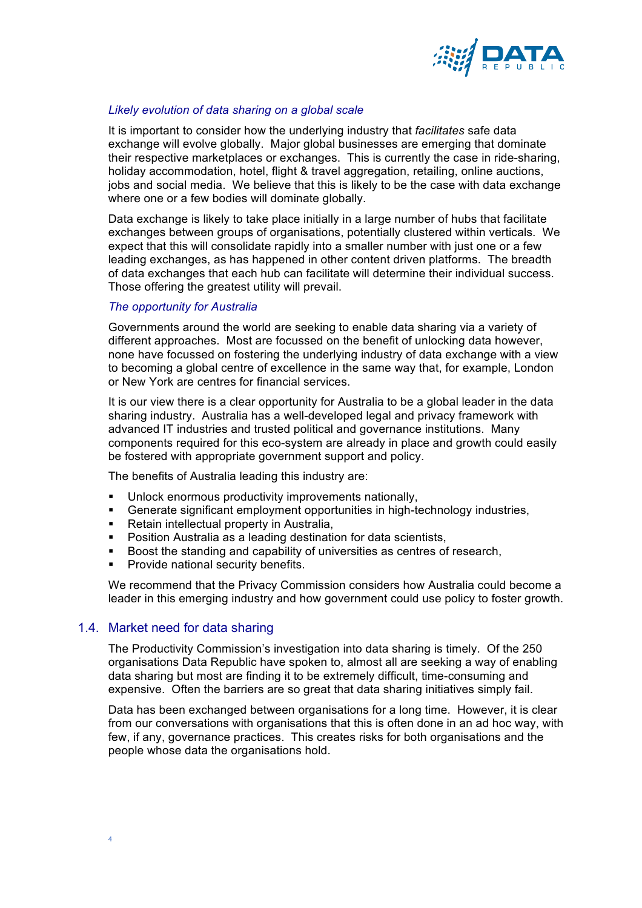*Likely evolution of data sharing on a global scale*

It is important to consider how the underlying industry that *facilitates* safe data exchange will evolve globally. Major global businesses are emerging that dominate their respective marketplaces or exchanges. This is currently the case in ride-sharing, holiday accommodation, hotel, flight & travel aggregation, retailing, online auctions, jobs and social media. We believe that this is likely to be the case with data exchange where one or a few bodies will dominate globally.

Data exchange is likely to take place initially in a large number of hubs that facilitate exchanges between groups of organisations, potentially clustered within verticals. We expect that this will consolidate rapidly into a smaller number with just one or a few leading exchanges, as has happened in other content driven platforms. The breadth of data exchanges that each hub can facilitate will determine their individual success. Those offering the greatest utility will prevail.

*The opportunity for Australia*

Governments around the world are seeking to enable data sharing via a variety of different approaches. Most are focussed on the benefit of unlocking data however, none have focussed on fostering the underlying industry of data exchange with a view to becoming a global centre of excellence in the same way that, for example, London or New York are centres for financial services.

It is our view there is a clear opportunity for Australia to be a global leader in the data sharing industry. Australia has a well-developed legal and privacy framework with advanced IT industries and trusted political and governance institutions. Many components required for this eco-system are already in place and growth could easily be fostered with appropriate government support and policy.

The benefits of Australia leading this industry are:

- Unlock enormous productivity improvements nationally,
- Generate significant employment opportunities in high-technology industries,
- Retain intellectual property in Australia,
- Position Australia as a leading destination for data scientists,
- Boost the standing and capability of universities as centres of research,
- Provide national security benefits.

We recommend that the Privacy Commission considers how Australia could become a leader in this emerging industry and how government could use policy to foster growth.

## 1.4. Market need for data sharing

The Productivity Commission's investigation into data sharing is timely. Of the 250 organisations Data Republic have spoken to, almost all are seeking a way of enabling data sharing but most are finding it to be extremely difficult, time-consuming and expensive. Often the barriers are so great that data sharing initiatives simply fail.

Data has been exchanged between organisations for a long time. However, it is clear from our conversations with organisations that this is often done in an ad hoc way, with few, if any, governance practices. This creates risks for both organisations and the people whose data the organisations hold.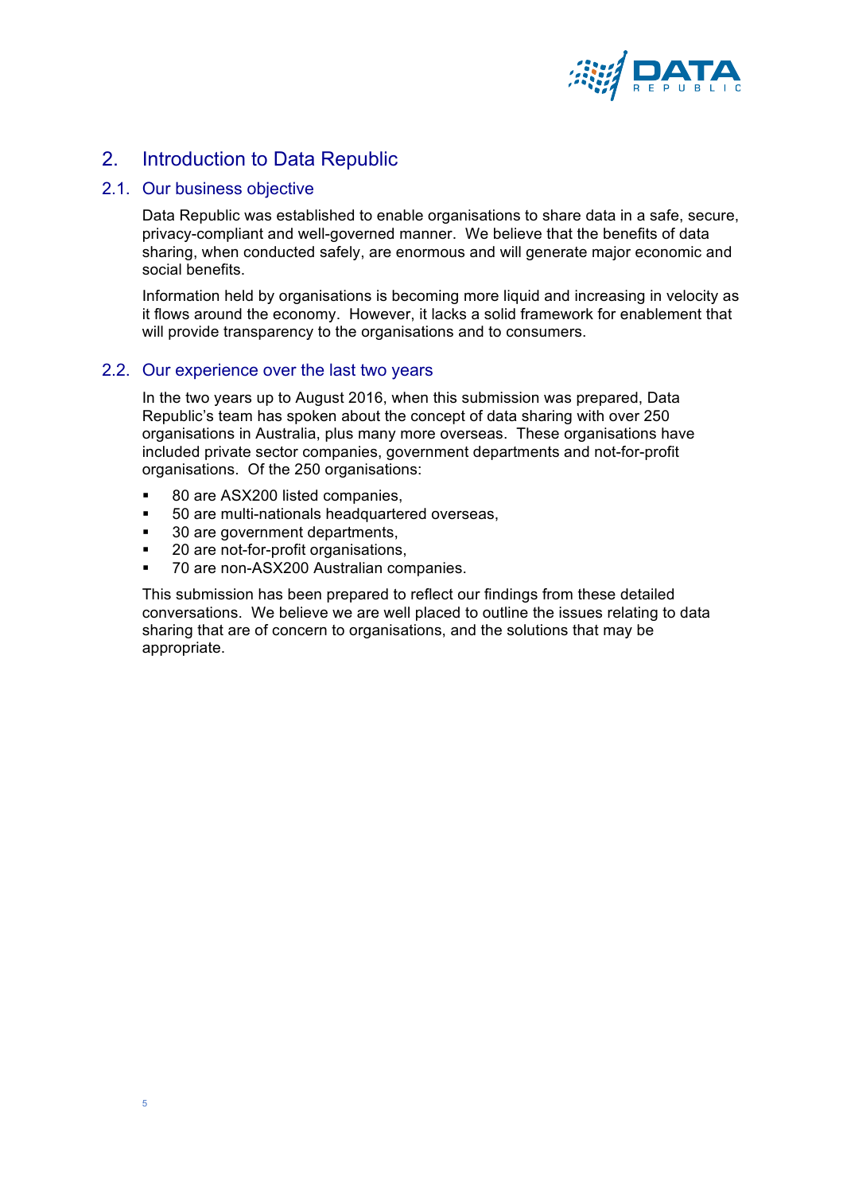## 2. Introduction to Data Republic

### 2.1. Our business objective

Data Republic was established to enable organisations to share data in a safe, secure, privacy-compliant and well-governed manner. We believe that the benefits of data sharing, when conducted safely, are enormous and will generate major economic and social benefits.

Information held by organisations is becoming more liquid and increasing in velocity as it flows around the economy. However, it lacks a solid framework for enablement that will provide transparency to the organisations and to consumers.

### 2.2. Our experience over the last two years

In the two years up to August 2016, when this submission was prepared, Data Republic's team has spoken about the concept of data sharing with over 250 organisations in Australia, plus many more overseas. These organisations have included private sector companies, government departments and not-for-profit organisations. Of the 250 organisations:

- 80 are ASX200 listed companies,
- 50 are multi-nationals headquartered overseas,
- 30 are government departments,
- 20 are not-for-profit organisations,
- 70 are non-ASX200 Australian companies.

This submission has been prepared to reflect our findings from these detailed conversations. We believe we are well placed to outline the issues relating to data sharing that are of concern to organisations, and the solutions that may be appropriate.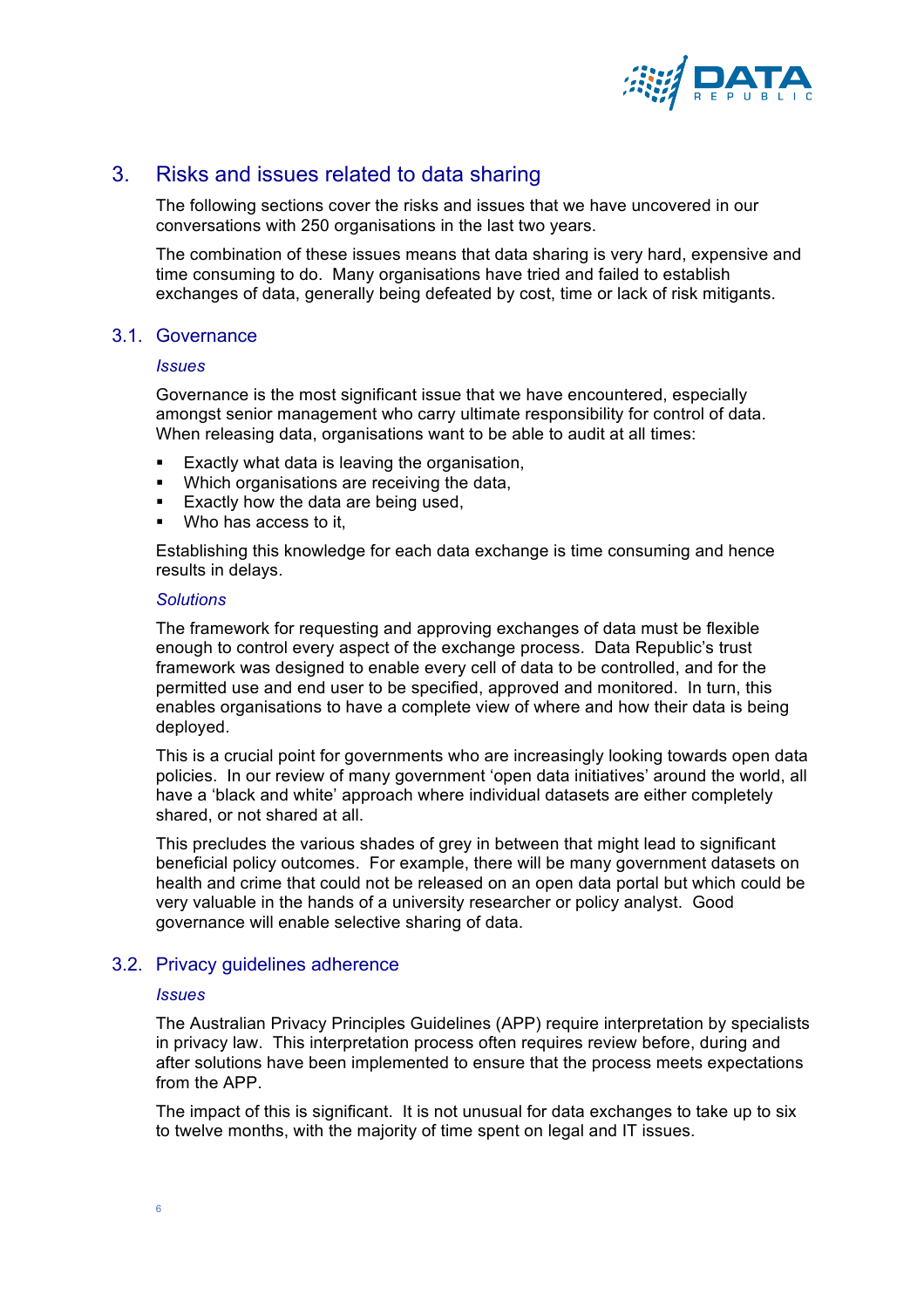# 3. Risks and issues related to data sharing

The following sections cover the risks and issues that we have uncovered in our conversations with 250 organisations in the last two years.

The combination of these issues means that data sharing is very hard, expensive and time consuming to do. Many organisations have tried and failed to establish exchanges of data, generally being defeated by cost, time or lack of risk mitigants.

## 3.1. Governance

*Issues*

Governance is the most significant issue that we have encountered, especially amongst senior management who carry ultimate responsibility for control of data. When releasing data, organisations want to be able to audit at all times:

- Exactly what data is leaving the organisation,
- Which organisations are receiving the data,
- Exactly how the data are being used,
- Who has access to it,

Establishing this knowledge for each data exchange is time consuming and hence results in delays.

*Solutions*

The framework for requesting and approving exchanges of data must be flexible enough to control every aspect of the exchange process. Data Republic's trust framework was designed to enable every cell of data to be controlled, and for the permitted use and end user to be specified, approved and monitored. In turn, this enables organisations to have a complete view of where and how their data is being deployed.

This is a crucial point for governments who are increasingly looking towards open data policies. In our review of many government 'open data initiatives' around the world, all have a 'black and white' approach where individual datasets are either completely shared, or not shared at all.

This precludes the various shades of grey in between that might lead to significant beneficial policy outcomes. For example, there will be many government datasets on health and crime that could not be released on an open data portal but which could be very valuable in the hands of a university researcher or policy analyst. Good governance will enable selective sharing of data.

## 3.2. Privacy guidelines adherence

*Issues*

The Australian Privacy Principles Guidelines (APP) require interpretation by specialists in privacy law. This interpretation process often requires review before, during and after solutions have been implemented to ensure that the process meets expectations from the APP.

The impact of this is significant. It is not unusual for data exchanges to take up to six to twelve months, with the majority of time spent on legal and IT issues.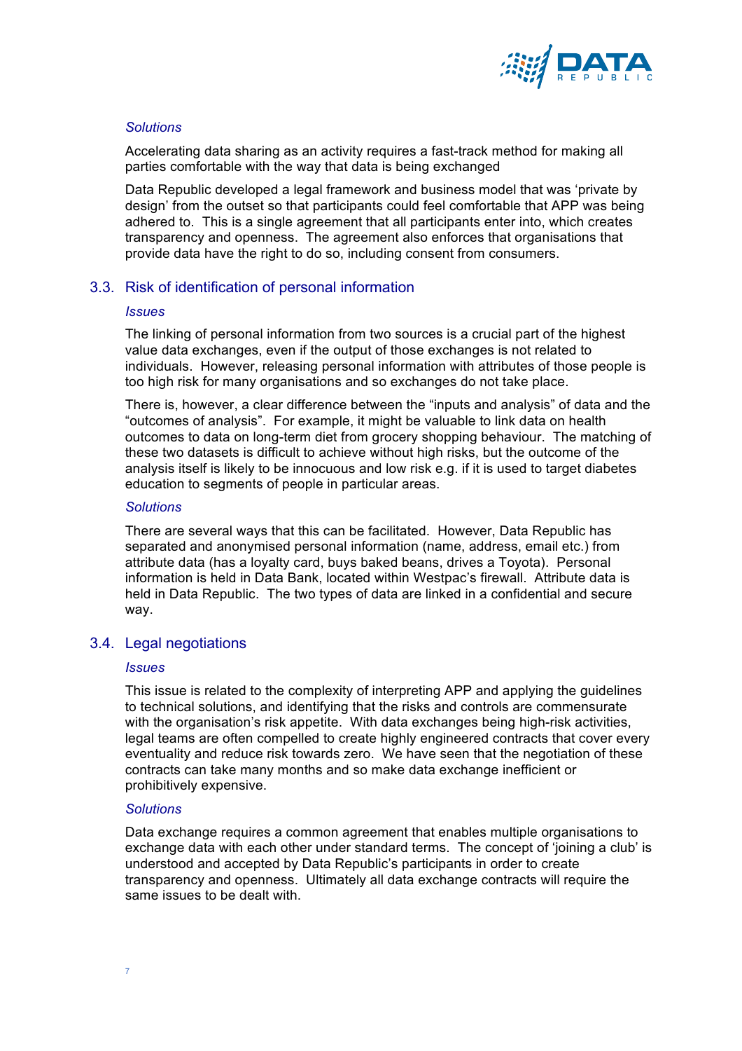*Solutions*

Accelerating data sharing as an activity requires a fast-track method for making all parties comfortable with the way that data is being exchanged

Data Republic developed a legal framework and business model that was 'private by design' from the outset so that participants could feel comfortable that APP was being adhered to. This is a single agreement that all participants enter into, which creates transparency and openness. The agreement also enforces that organisations that provide data have the right to do so, including consent from consumers.

## 3.3. Risk of identification of personal information

*Issues*

The linking of personal information from two sources is a crucial part of the highest value data exchanges, even if the output of those exchanges is not related to individuals. However, releasing personal information with attributes of those people is too high risk for many organisations and so exchanges do not take place.

There is, however, a clear difference between the "inputs and analysis" of data and the "outcomes of analysis". For example, it might be valuable to link data on health outcomes to data on long-term diet from grocery shopping behaviour. The matching of these two datasets is difficult to achieve without high risks, but the outcome of the analysis itself is likely to be innocuous and low risk e.g. if it is used to target diabetes education to segments of people in particular areas.

*Solutions*

There are several ways that this can be facilitated. However, Data Republic has separated and anonymised personal information (name, address, email etc.) from attribute data (has a loyalty card, buys baked beans, drives a Toyota). Personal information is held in Data Bank, located within Westpac's firewall. Attribute data is held in Data Republic. The two types of data are linked in a confidential and secure way.

## 3.4. Legal negotiations

*Issues*

This issue is related to the complexity of interpreting APP and applying the guidelines to technical solutions, and identifying that the risks and controls are commensurate with the organisation's risk appetite. With data exchanges being high-risk activities, legal teams are often compelled to create highly engineered contracts that cover every eventuality and reduce risk towards zero. We have seen that the negotiation of these contracts can take many months and so make data exchange inefficient or prohibitively expensive.

*Solutions*

Data exchange requires a common agreement that enables multiple organisations to exchange data with each other under standard terms. The concept of 'joining a club' is understood and accepted by Data Republic's participants in order to create transparency and openness. Ultimately all data exchange contracts will require the same issues to be dealt with.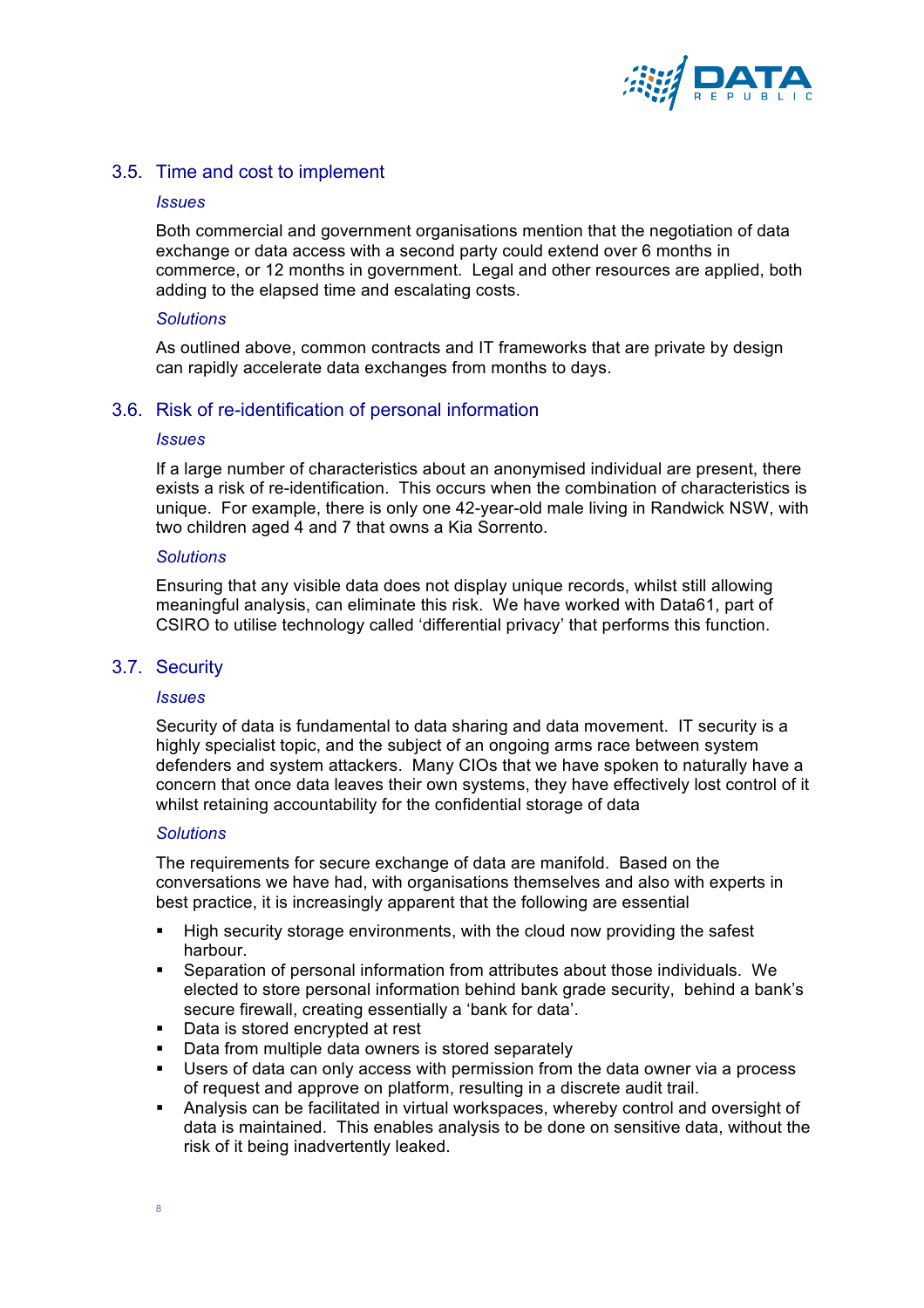## 3.5. Time and cost to implement

*Issues*

Both commercial and government organisations mention that the negotiation of data exchange or data access with a second party could extend over 6 months in commerce, or 12 months in government. Legal and other resources are applied, both adding to the elapsed time and escalating costs.

*Solutions*

As outlined above, common contracts and IT frameworks that are private by design can rapidly accelerate data exchanges from months to days.

## 3.6. Risk of re-identification of personal information

*Issues*

If a large number of characteristics about an anonymised individual are present, there exists a risk of re-identification. This occurs when the combination of characteristics is unique. For example, there is only one 42-year-old male living in Randwick NSW, with two children aged 4 and 7 that owns a Kia Sorrento.

*Solutions*

Ensuring that any visible data does not display unique records, whilst still allowing meaningful analysis, can eliminate this risk. We have worked with Data61, part of CSIRO to utilise technology called 'differential privacy' that performs this function.

## 3.7. Security

*Issues*

Security of data is fundamental to data sharing and data movement. IT security is a highly specialist topic, and the subject of an ongoing arms race between system defenders and system attackers. Many CIOs that we have spoken to naturally have a concern that once data leaves their own systems, they have effectively lost control of it whilst retaining accountability for the confidential storage of data

*Solutions*

The requirements for secure exchange of data are manifold. Based on the conversations we have had, with organisations themselves and also with experts in best practice, it is increasingly apparent that the following are essential

- High security storage environments, with the cloud now providing the safest harbour.
- Separation of personal information from attributes about those individuals. We elected to store personal information behind bank grade security, behind a bank's secure firewall, creating essentially a 'bank for data'.
- Data is stored encrypted at rest
- Data from multiple data owners is stored separately
- Users of data can only access with permission from the data owner via a process of request and approve on platform, resulting in a discrete audit trail.
- Analysis can be facilitated in virtual workspaces, whereby control and oversight of data is maintained. This enables analysis to be done on sensitive data, without the risk of it being inadvertently leaked.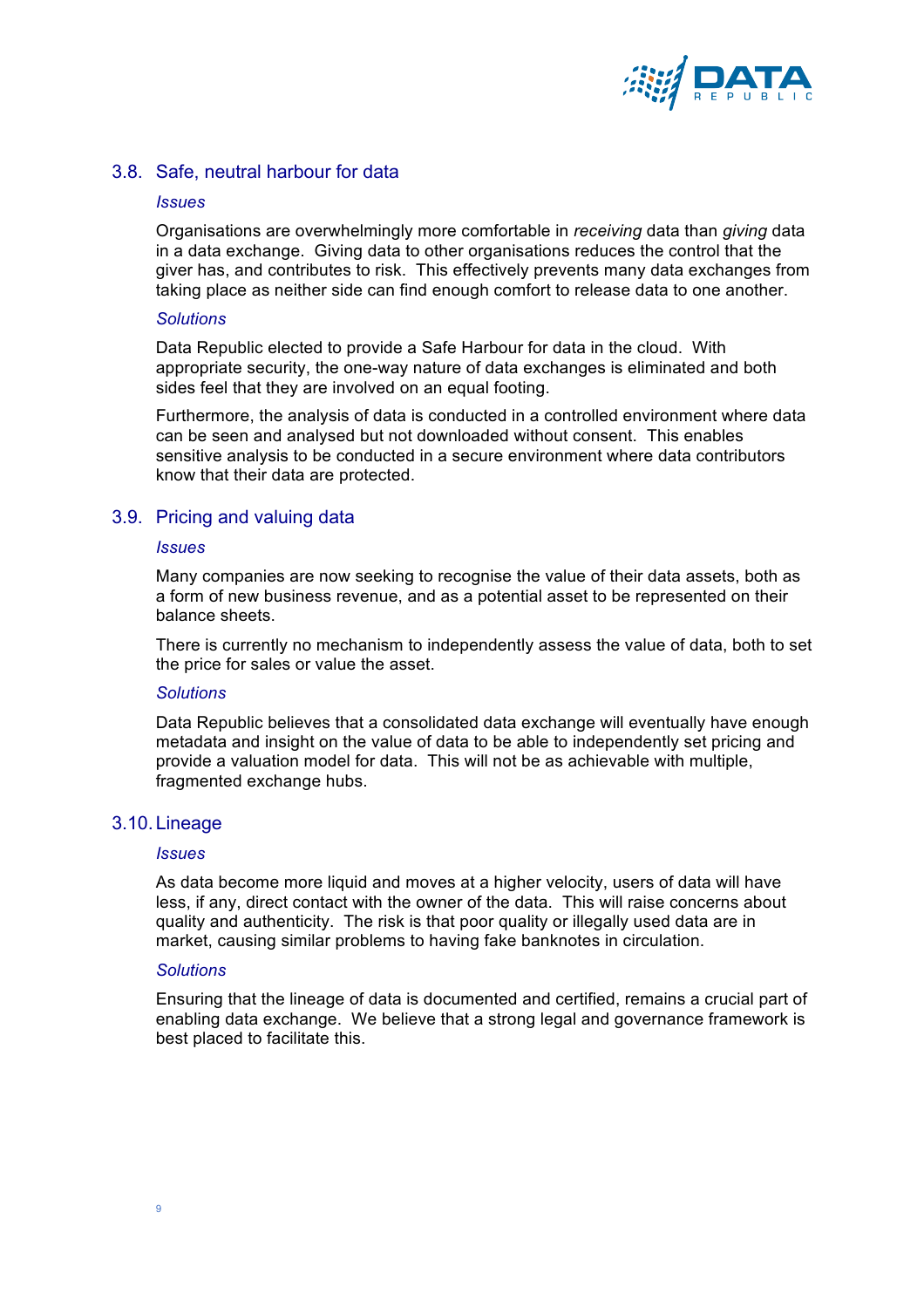## 3.8. Safe, neutral harbour for data

*Issues*

Organisations are overwhelmingly more comfortable in *receiving* data than *giving* data in a data exchange. Giving data to other organisations reduces the control that the giver has, and contributes to risk. This effectively prevents many data exchanges from taking place as neither side can find enough comfort to release data to one another.

*Solutions*

Data Republic elected to provide a Safe Harbour for data in the cloud. With appropriate security, the one-way nature of data exchanges is eliminated and both sides feel that they are involved on an equal footing.

Furthermore, the analysis of data is conducted in a controlled environment where data can be seen and analysed but not downloaded without consent. This enables sensitive analysis to be conducted in a secure environment where data contributors know that their data are protected.

## 3.9. Pricing and valuing data

*Issues*

Many companies are now seeking to recognise the value of their data assets, both as a form of new business revenue, and as a potential asset to be represented on their balance sheets.

There is currently no mechanism to independently assess the value of data, both to set the price for sales or value the asset.

*Solutions*

Data Republic believes that a consolidated data exchange will eventually have enough metadata and insight on the value of data to be able to independently set pricing and provide a valuation model for data. This will not be as achievable with multiple, fragmented exchange hubs.

## 3.10. Lineage

*Issues*

As data become more liquid and moves at a higher velocity, users of data will have less, if any, direct contact with the owner of the data. This will raise concerns about quality and authenticity. The risk is that poor quality or illegally used data are in market, causing similar problems to having fake banknotes in circulation.

*Solutions*

Ensuring that the lineage of data is documented and certified, remains a crucial part of enabling data exchange. We believe that a strong legal and governance framework is best placed to facilitate this.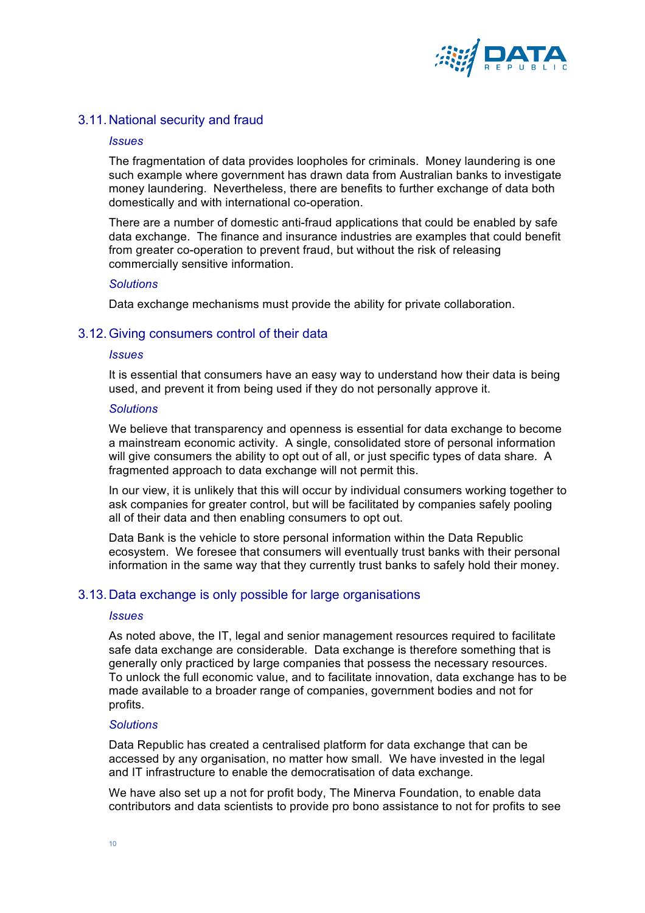## 3.11. National security and fraud

*Issues*

The fragmentation of data provides loopholes for criminals. Money laundering is one such example where government has drawn data from Australian banks to investigate money laundering. Nevertheless, there are benefits to further exchange of data both domestically and with international co-operation.

There are a number of domestic anti-fraud applications that could be enabled by safe data exchange. The finance and insurance industries are examples that could benefit from greater co-operation to prevent fraud, but without the risk of releasing commercially sensitive information.

*Solutions*

Data exchange mechanisms must provide the ability for private collaboration.

## 3.12. Giving consumers control of their data

*Issues*

It is essential that consumers have an easy way to understand how their data is being used, and prevent it from being used if they do not personally approve it.

*Solutions*

We believe that transparency and openness is essential for data exchange to become a mainstream economic activity. A single, consolidated store of personal information will give consumers the ability to opt out of all, or just specific types of data share. A fragmented approach to data exchange will not permit this.

In our view, it is unlikely that this will occur by individual consumers working together to ask companies for greater control, but will be facilitated by companies safely pooling all of their data and then enabling consumers to opt out.

Data Bank is the vehicle to store personal information within the Data Republic ecosystem. We foresee that consumers will eventually trust banks with their personal information in the same way that they currently trust banks to safely hold their money.

## 3.13. Data exchange is only possible for large organisations

*Issues*

As noted above, the IT, legal and senior management resources required to facilitate safe data exchange are considerable. Data exchange is therefore something that is generally only practiced by large companies that possess the necessary resources. To unlock the full economic value, and to facilitate innovation, data exchange has to be made available to a broader range of companies, government bodies and not for profits.

*Solutions*

Data Republic has created a centralised platform for data exchange that can be accessed by any organisation, no matter how small. We have invested in the legal and IT infrastructure to enable the democratisation of data exchange.

We have also set up a not for profit body, The Minerva Foundation, to enable data contributors and data scientists to provide pro bono assistance to not for profits to see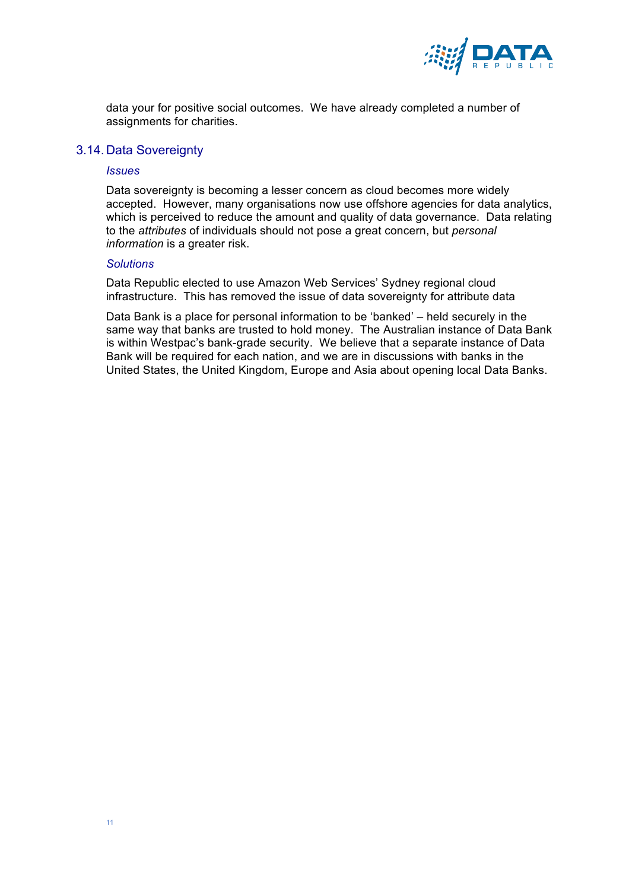data your for positive social outcomes.  We have already completed a number of assignments for charities.

## 3.14. Data Sovereignty

*Issues*

Data sovereignty is becoming a lesser concern as cloud becomes more widely accepted.  However, many organisations now use offshore agencies for data analytics, which is perceived to reduce the amount and quality of data governance.  Data relating to the *attributes* of individuals should not pose a great concern, but *personal information* is a greater risk.

*Solutions*

Data Republic elected to use Amazon Web Services' Sydney regional cloud infrastructure.  This has removed the issue of data sovereignty for attribute data

Data Bank is a place for personal information to be 'banked' – held securely in the same way that banks are trusted to hold money.  The Australian instance of Data Bank is within Westpac's bank-grade security.  We believe that a separate instance of Data Bank will be required for each nation, and we are in discussions with banks in the United States, the United Kingdom, Europe and Asia about opening local Data Banks.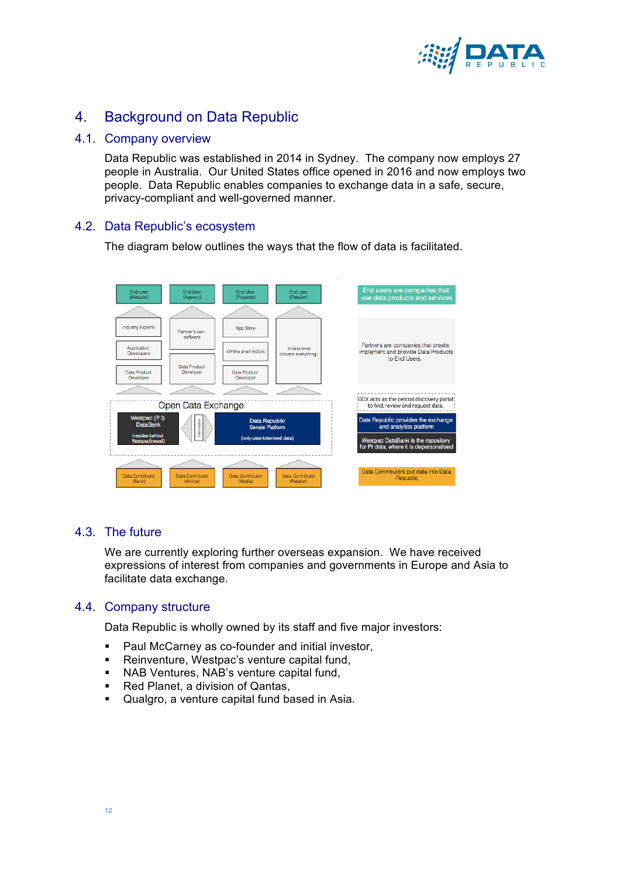# 4. Background on Data Republic

## 4.1. Company overview

Data Republic was established in 2014 in Sydney. The company now employs 27 people in Australia. Our United States office opened in 2016 and now employs two people. Data Republic enables companies to exchange data in a safe, secure, privacy-compliant and well-governed manner.

## 4.2. Data Republic's ecosystem

The diagram below outlines the ways that the flow of data is facilitated.

End User (Website)
End User (Agency)
End User (Property)
End User (Retailer)

Industry Experts
Application Developers
Data Product Developer
Partner's own software
Data Product Developer
App Store
Off the shelf BI/GIS
Data Product Developer
End to End (covers everything)

Open Data Exchange

Westpac (P.I) DataBank (resides behind Westpac firewall)
Tokenisation
Data Republic Senate Platform (only uses tokenised data)

Data Contributor (Bank)
Data Contributor (Airline)
Data Contributor (Media)
Data Contributor (Retailer)

End users are companies that use data products and services

Partners are companies that create, implement and provide Data Products to End Users.

ODX acts as the central discovery portal to find, review and request data.

Data Republic provides the exchange and analytics platform

Westpac DataBank is the repository for PI data, where it is depersonalised

Data Contributors put data into Data Republic

## 4.3. The future

We are currently exploring further overseas expansion. We have received expressions of interest from companies and governments in Europe and Asia to facilitate data exchange.

## 4.4. Company structure

Data Republic is wholly owned by its staff and five major investors:

- Paul McCarney as co-founder and initial investor,
- Reinventure, Westpac's venture capital fund,
- NAB Ventures, NAB's venture capital fund,
- Red Planet, a division of Qantas,
- Qualgro, a venture capital fund based in Asia.